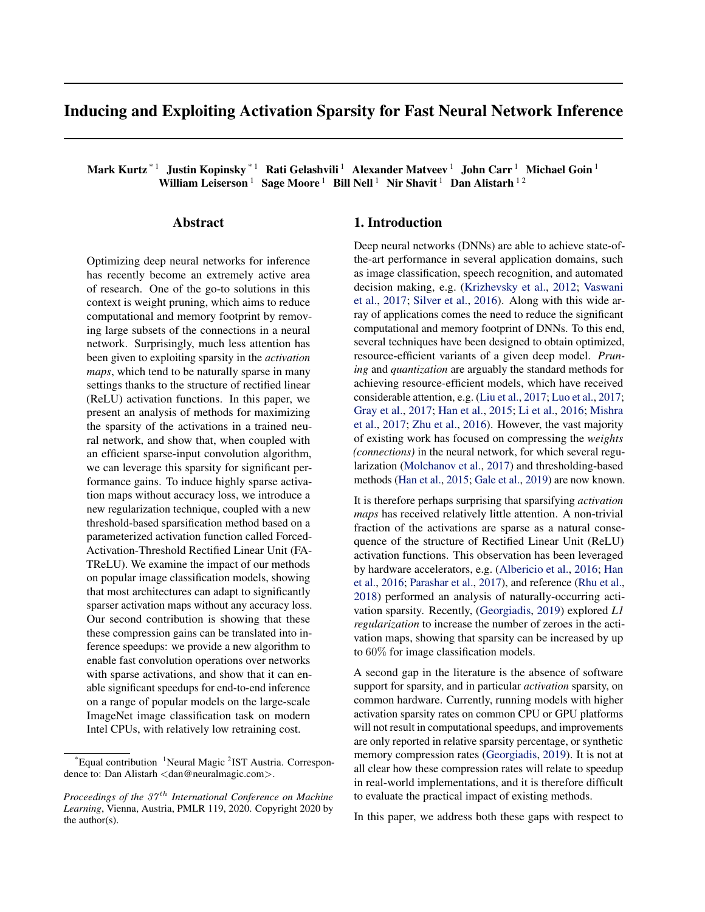# Inducing and Exploiting Activation Sparsity for Fast Neural Network Inference

**Mark Kurtz** [*1] **Justin Kopinsky** [*1] **Rati Gelashvili** [1] **Alexander Matveev** [1] **John Carr** [1] **Michael Goin** [1] **William Leiserson** [1] **Sage Moore** [1] **Bill Nell** [1] **Nir Shavit** [1] **Dan Alistarh** [1 2]

## Abstract

Optimizing deep neural networks for inference has recently become an extremely active area of research. One of the go-to solutions in this context is weight pruning, which aims to reduce computational and memory footprint by removing large subsets of the connections in a neural network. Surprisingly, much less attention has been given to exploiting sparsity in the *activation maps*, which tend to be naturally sparse in many settings thanks to the structure of rectified linear (ReLU) activation functions. In this paper, we present an analysis of methods for maximizing the sparsity of the activations in a trained neural network, and show that, when coupled with an efficient sparse-input convolution algorithm, we can leverage this sparsity for significant performance gains. To induce highly sparse activation maps without accuracy loss, we introduce a new regularization technique, coupled with a new threshold-based sparsification method based on a parameterized activation function called Forced-Activation-Threshold Rectified Linear Unit (FATReLU). We examine the impact of our methods on popular image classification models, showing that most architectures can adapt to significantly sparser activation maps without any accuracy loss. Our second contribution is showing that these these compression gains can be translated into inference speedups: we provide a new algorithm to enable fast convolution operations over networks with sparse activations, and show that it can enable significant speedups for end-to-end inference on a range of popular models on the large-scale ImageNet image classification task on modern Intel CPUs, with relatively low retraining cost.

[*]Equal contribution [1]Neural Magic [2]IST Austria. Correspondence to: Dan Alistarh <dan@neuralmagic.com>.

*Proceedings of the $37^{th}$ International Conference on Machine Learning*, Vienna, Austria, PMLR 119, 2020. Copyright 2020 by the author(s).

## 1. Introduction

Deep neural networks (DNNs) are able to achieve state-of-the-art performance in several application domains, such as image classification, speech recognition, and automated decision making, e.g. (Krizhevsky et al., 2012; Vaswani et al., 2017; Silver et al., 2016). Along with this wide array of applications comes the need to reduce the significant computational and memory footprint of DNNs. To this end, several techniques have been designed to obtain optimized, resource-efficient variants of a given deep model. *Pruning* and *quantization* are arguably the standard methods for achieving resource-efficient models, which have received considerable attention, e.g. (Liu et al., 2017; Luo et al., 2017; Gray et al., 2017; Han et al., 2015; Li et al., 2016; Mishra et al., 2017; Zhu et al., 2016). However, the vast majority of existing work has focused on compressing the *weights (connections)* in the neural network, for which several regularization (Molchanov et al., 2017) and thresholding-based methods (Han et al., 2015; Gale et al., 2019) are now known.

It is therefore perhaps surprising that sparsifying *activation maps* has received relatively little attention. A non-trivial fraction of the activations are sparse as a natural consequence of the structure of Rectified Linear Unit (ReLU) activation functions. This observation has been leveraged by hardware accelerators, e.g. (Albericio et al., 2016; Han et al., 2016; Parashar et al., 2017), and reference (Rhu et al., 2018) performed an analysis of naturally-occurring activation sparsity. Recently, (Georgiadis, 2019) explored *L1 regularization* to increase the number of zeroes in the activation maps, showing that sparsity can be increased by up to 60% for image classification models.

A second gap in the literature is the absence of software support for sparsity, and in particular *activation* sparsity, on common hardware. Currently, running models with higher activation sparsity rates on common CPU or GPU platforms will not result in computational speedups, and improvements are only reported in relative sparsity percentage, or synthetic memory compression rates (Georgiadis, 2019). It is not at all clear how these compression rates will relate to speedup in real-world implementations, and it is therefore difficult to evaluate the practical impact of existing methods.

In this paper, we address both these gaps with respect to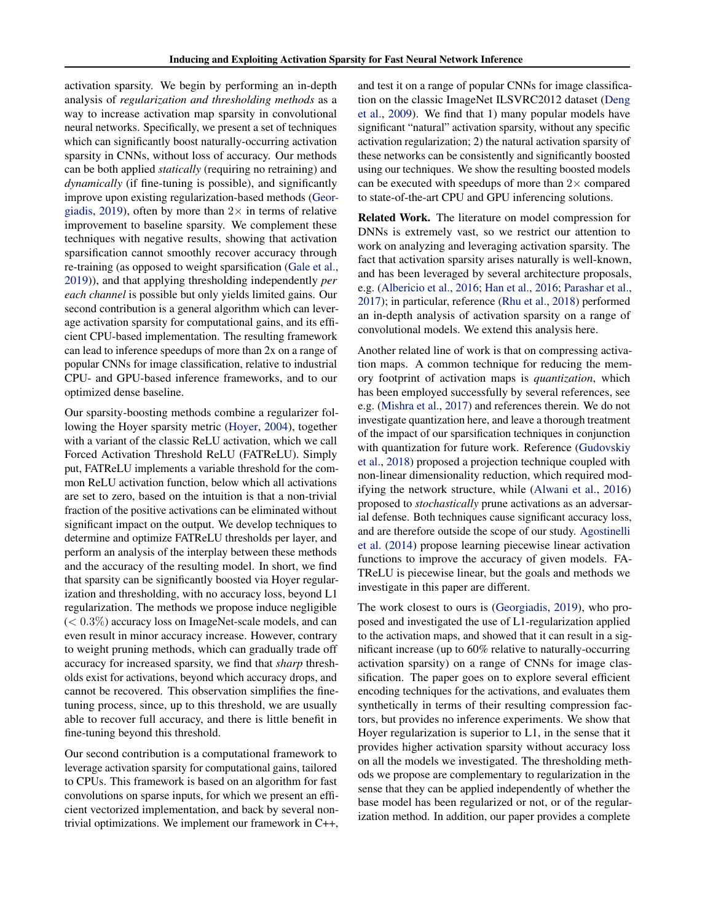activation sparsity. We begin by performing an in-depth analysis of *regularization and thresholding methods* as a way to increase activation map sparsity in convolutional neural networks. Specifically, we present a set of techniques which can significantly boost naturally-occurring activation sparsity in CNNs, without loss of accuracy. Our methods can be both applied *statically* (requiring no retraining) and *dynamically* (if fine-tuning is possible), and significantly improve upon existing regularization-based methods (Georgiadis, 2019), often by more than $2\times$ in terms of relative improvement to baseline sparsity. We complement these techniques with negative results, showing that activation sparsification cannot smoothly recover accuracy through re-training (as opposed to weight sparsification (Gale et al., 2019)), and that applying thresholding independently *per each channel* is possible but only yields limited gains. Our second contribution is a general algorithm which can leverage activation sparsity for computational gains, and its efficient CPU-based implementation. The resulting framework can lead to inference speedups of more than 2x on a range of popular CNNs for image classification, relative to industrial CPU- and GPU-based inference frameworks, and to our optimized dense baseline.

Our sparsity-boosting methods combine a regularizer following the Hoyer sparsity metric (Hoyer, 2004), together with a variant of the classic ReLU activation, which we call Forced Activation Threshold ReLU (FATReLU). Simply put, FATReLU implements a variable threshold for the common ReLU activation function, below which all activations are set to zero, based on the intuition is that a non-trivial fraction of the positive activations can be eliminated without significant impact on the output. We develop techniques to determine and optimize FATReLU thresholds per layer, and perform an analysis of the interplay between these methods and the accuracy of the resulting model. In short, we find that sparsity can be significantly boosted via Hoyer regularization and thresholding, with no accuracy loss, beyond L1 regularization. The methods we propose induce negligible ($< 0.3\%$) accuracy loss on ImageNet-scale models, and can even result in minor accuracy increase. However, contrary to weight pruning methods, which can gradually trade off accuracy for increased sparsity, we find that *sharp* thresholds exist for activations, beyond which accuracy drops, and cannot be recovered. This observation simplifies the fine-tuning process, since, up to this threshold, we are usually able to recover full accuracy, and there is little benefit in fine-tuning beyond this threshold.

Our second contribution is a computational framework to leverage activation sparsity for computational gains, tailored to CPUs. This framework is based on an algorithm for fast convolutions on sparse inputs, for which we present an efficient vectorized implementation, and back by several non-trivial optimizations. We implement our framework in C++, and test it on a range of popular CNNs for image classification on the classic ImageNet ILSVRC2012 dataset (Deng et al., 2009). We find that 1) many popular models have significant "natural" activation sparsity, without any specific activation regularization; 2) the natural activation sparsity of these networks can be consistently and significantly boosted using our techniques. We show the resulting boosted models can be executed with speedups of more than $2\times$ compared to state-of-the-art CPU and GPU inferencing solutions.

**Related Work.** The literature on model compression for DNNs is extremely vast, so we restrict our attention to work on analyzing and leveraging activation sparsity. The fact that activation sparsity arises naturally is well-known, and has been leveraged by several architecture proposals, e.g. (Albericio et al., 2016; Han et al., 2016; Parashar et al., 2017); in particular, reference (Rhu et al., 2018) performed an in-depth analysis of activation sparsity on a range of convolutional models. We extend this analysis here.

Another related line of work is that on compressing activation maps. A common technique for reducing the memory footprint of activation maps is *quantization*, which has been employed successfully by several references, see e.g. (Mishra et al., 2017) and references therein. We do not investigate quantization here, and leave a thorough treatment of the impact of our sparsification techniques in conjunction with quantization for future work. Reference (Gudovskiy et al., 2018) proposed a projection technique coupled with non-linear dimensionality reduction, which required modifying the network structure, while (Alwani et al., 2016) proposed to *stochastically* prune activations as an adversarial defense. Both techniques cause significant accuracy loss, and are therefore outside the scope of our study. Agostinelli et al. (2014) propose learning piecewise linear activation functions to improve the accuracy of given models. FATReLU is piecewise linear, but the goals and methods we investigate in this paper are different.

The work closest to ours is (Georgiadis, 2019), who proposed and investigated the use of L1-regularization applied to the activation maps, and showed that it can result in a significant increase (up to 60% relative to naturally-occurring activation sparsity) on a range of CNNs for image classification. The paper goes on to explore several efficient encoding techniques for the activations, and evaluates them synthetically in terms of their resulting compression factors, but provides no inference experiments. We show that Hoyer regularization is superior to L1, in the sense that it provides higher activation sparsity without accuracy loss on all the models we investigated. The thresholding methods we propose are complementary to regularization in the sense that they can be applied independently of whether the base model has been regularized or not, or of the regularization method. In addition, our paper provides a complete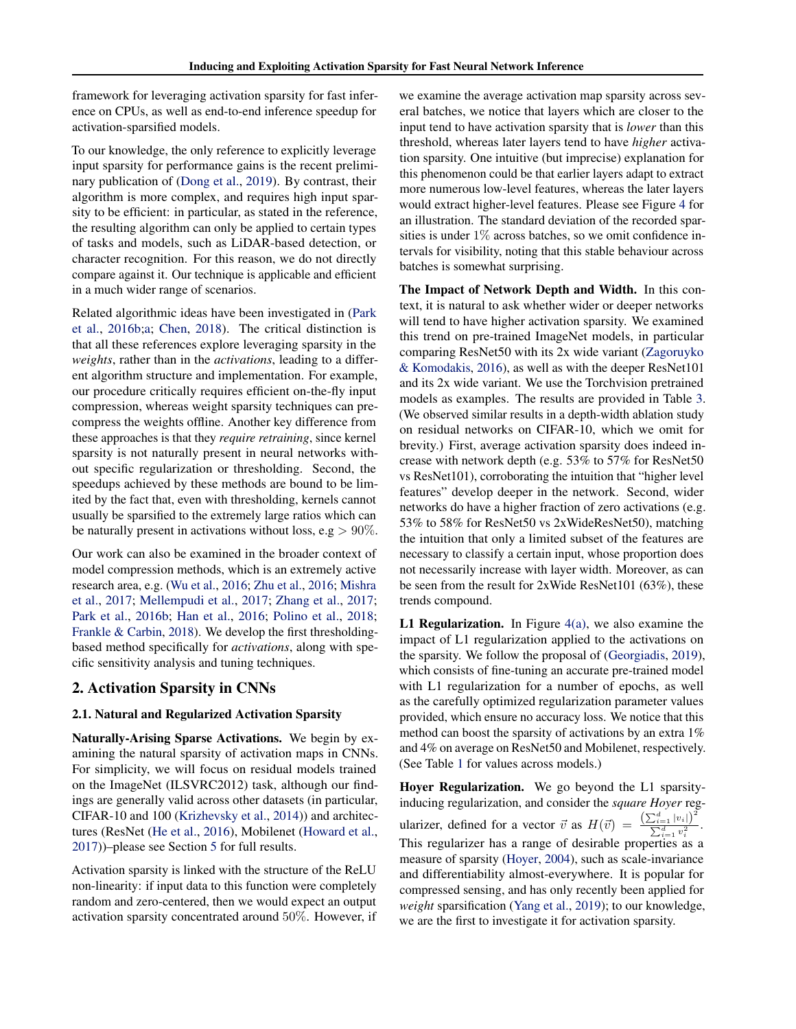framework for leveraging activation sparsity for fast inference on CPUs, as well as end-to-end inference speedup for activation-sparsified models.

To our knowledge, the only reference to explicitly leverage input sparsity for performance gains is the recent preliminary publication of (Dong et al., 2019). By contrast, their algorithm is more complex, and requires high input sparsity to be efficient: in particular, as stated in the reference, the resulting algorithm can only be applied to certain types of tasks and models, such as LiDAR-based detection, or character recognition. For this reason, we do not directly compare against it. Our technique is applicable and efficient in a much wider range of scenarios.

Related algorithmic ideas have been investigated in (Park et al., 2016b;a; Chen, 2018). The critical distinction is that all these references explore leveraging sparsity in the *weights*, rather than in the *activations*, leading to a different algorithm structure and implementation. For example, our procedure critically requires efficient on-the-fly input compression, whereas weight sparsity techniques can precompress the weights offline. Another key difference from these approaches is that they *require retraining*, since kernel sparsity is not naturally present in neural networks without specific regularization or thresholding. Second, the speedups achieved by these methods are bound to be limited by the fact that, even with thresholding, kernels cannot usually be sparsified to the extremely large ratios which can be naturally present in activations without loss, e.g $> 90\%$.

Our work can also be examined in the broader context of model compression methods, which is an extremely active research area, e.g. (Wu et al., 2016; Zhu et al., 2016; Mishra et al., 2017; Mellempudi et al., 2017; Zhang et al., 2017; Park et al., 2016b; Han et al., 2016; Polino et al., 2018; Frankle & Carbin, 2018). We develop the first thresholding-based method specifically for *activations*, along with specific sensitivity analysis and tuning techniques.

## 2. Activation Sparsity in CNNs

### 2.1. Natural and Regularized Activation Sparsity

**Naturally-Arising Sparse Activations.** We begin by examining the natural sparsity of activation maps in CNNs. For simplicity, we will focus on residual models trained on the ImageNet (ILSVRC2012) task, although our findings are generally valid across other datasets (in particular, CIFAR-10 and 100 (Krizhevsky et al., 2014)) and architectures (ResNet (He et al., 2016), Mobilenet (Howard et al., 2017))–please see Section 5 for full results.

Activation sparsity is linked with the structure of the ReLU non-linearity: if input data to this function were completely random and zero-centered, then we would expect an output activation sparsity concentrated around $50\%$. However, if we examine the average activation map sparsity across several batches, we notice that layers which are closer to the input tend to have activation sparsity that is *lower* than this threshold, whereas later layers tend to have *higher* activation sparsity. One intuitive (but imprecise) explanation for this phenomenon could be that earlier layers adapt to extract more numerous low-level features, whereas the later layers would extract higher-level features. Please see Figure 4 for an illustration. The standard deviation of the recorded sparsities is under $1\%$ across batches, so we omit confidence intervals for visibility, noting that this stable behaviour across batches is somewhat surprising.

**The Impact of Network Depth and Width.** In this context, it is natural to ask whether wider or deeper networks will tend to have higher activation sparsity. We examined this trend on pre-trained ImageNet models, in particular comparing ResNet50 with its 2x wide variant (Zagoruyko & Komodakis, 2016), as well as with the deeper ResNet101 and its 2x wide variant. We use the Torchvision pretrained models as examples. The results are provided in Table 3. (We observed similar results in a depth-width ablation study on residual networks on CIFAR-10, which we omit for brevity.) First, average activation sparsity does indeed increase with network depth (e.g. 53% to 57% for ResNet50 vs ResNet101), corroborating the intuition that "higher level features" develop deeper in the network. Second, wider networks do have a higher fraction of zero activations (e.g. 53% to 58% for ResNet50 vs 2xWideResNet50), matching the intuition that only a limited subset of the features are necessary to classify a certain input, whose proportion does not necessarily increase with layer width. Moreover, as can be seen from the result for 2xWide ResNet101 (63%), these trends compound.

**L1 Regularization.** In Figure 4(a), we also examine the impact of L1 regularization applied to the activations on the sparsity. We follow the proposal of (Georgiadis, 2019), which consists of fine-tuning an accurate pre-trained model with L1 regularization for a number of epochs, as well as the carefully optimized regularization parameter values provided, which ensure no accuracy loss. We notice that this method can boost the sparsity of activations by an extra $1\%$ and $4\%$ on average on ResNet50 and Mobilenet, respectively. (See Table 1 for values across models.)

**Hoyer Regularization.** We go beyond the L1 sparsity-inducing regularization, and consider the *square Hoyer* regularizer, defined for a vector $\vec{v}$ as $H(\vec{v}) = \frac{\left(\sum_{i=1}^{d} |v_i|\right)^2}{\sum_{i=1}^{d} v_i^2}$. This regularizer has a range of desirable properties as a measure of sparsity (Hoyer, 2004), such as scale-invariance and differentiability almost-everywhere. It is popular for compressed sensing, and has only recently been applied for *weight* sparsification (Yang et al., 2019); to our knowledge, we are the first to investigate it for activation sparsity.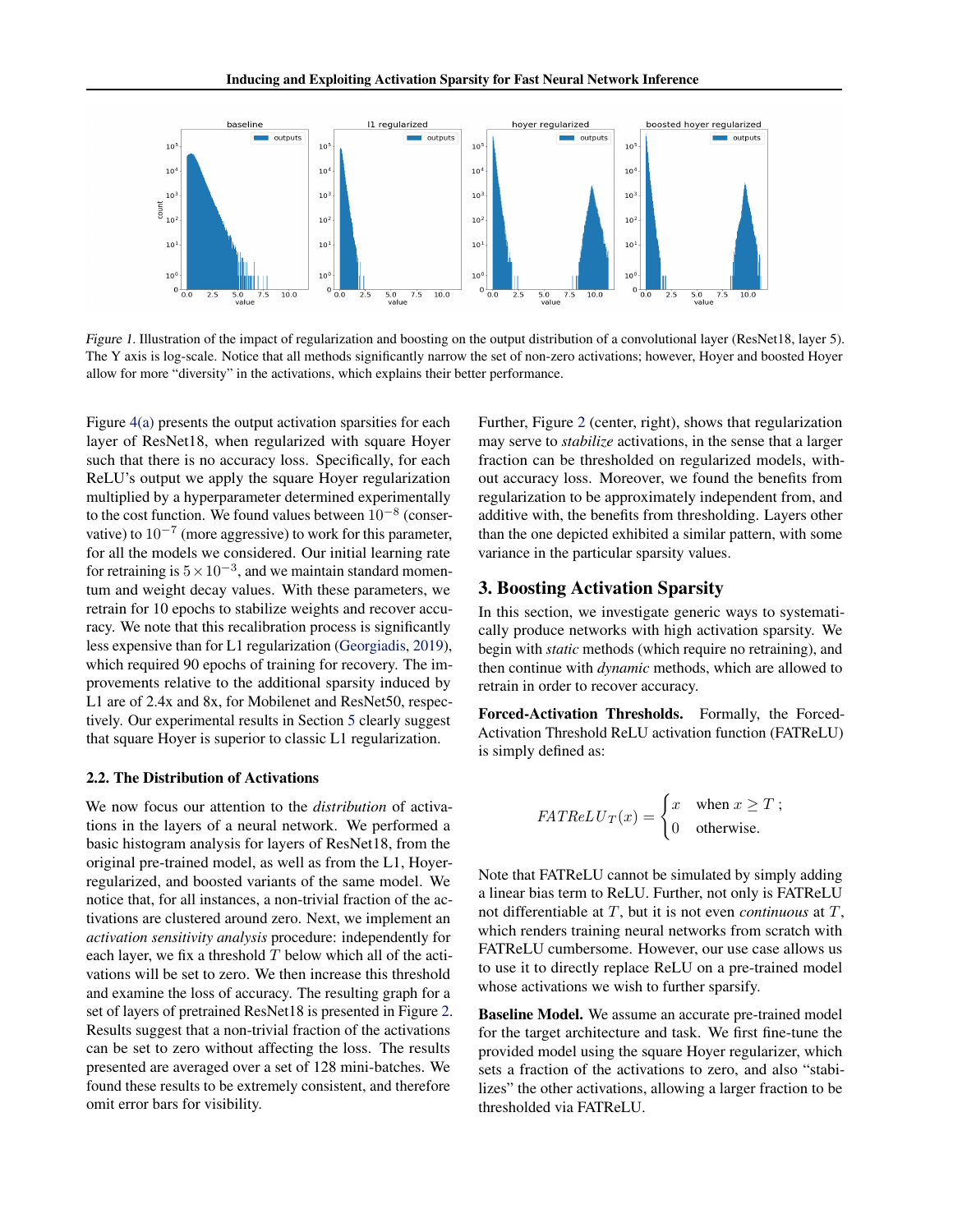Figure 1. Illustration of the impact of regularization and boosting on the output distribution of a convolutional layer (ResNet18, layer 5). The Y axis is log-scale. Notice that all methods significantly narrow the set of non-zero activations; however, Hoyer and boosted Hoyer allow for more "diversity" in the activations, which explains their better performance.

Figure 4(a) presents the output activation sparsities for each layer of ResNet18, when regularized with square Hoyer such that there is no accuracy loss. Specifically, for each ReLU's output we apply the square Hoyer regularization multiplied by a hyperparameter determined experimentally to the cost function. We found values between $10^{-8}$ (conservative) to $10^{-7}$ (more aggressive) to work for this parameter, for all the models we considered. Our initial learning rate for retraining is $5 \times 10^{-3}$, and we maintain standard momentum and weight decay values. With these parameters, we retrain for 10 epochs to stabilize weights and recover accuracy. We note that this recalibration process is significantly less expensive than for L1 regularization (Georgiadis, 2019), which required 90 epochs of training for recovery. The improvements relative to the additional sparsity induced by L1 are of 2.4x and 8x, for Mobilenet and ResNet50, respectively. Our experimental results in Section 5 clearly suggest that square Hoyer is superior to classic L1 regularization.

### 2.2. The Distribution of Activations

We now focus our attention to the *distribution* of activations in the layers of a neural network. We performed a basic histogram analysis for layers of ResNet18, from the original pre-trained model, as well as from the L1, Hoyer-regularized, and boosted variants of the same model. We notice that, for all instances, a non-trivial fraction of the activations are clustered around zero. Next, we implement an *activation sensitivity analysis* procedure: independently for each layer, we fix a threshold $T$ below which all of the activations will be set to zero. We then increase this threshold and examine the loss of accuracy. The resulting graph for a set of layers of pretrained ResNet18 is presented in Figure 2. Results suggest that a non-trivial fraction of the activations can be set to zero without affecting the loss. The results presented are averaged over a set of 128 mini-batches. We found these results to be extremely consistent, and therefore omit error bars for visibility.

Further, Figure 2 (center, right), shows that regularization may serve to *stabilize* activations, in the sense that a larger fraction can be thresholded on regularized models, without accuracy loss. Moreover, we found the benefits from regularization to be approximately independent from, and additive with, the benefits from thresholding. Layers other than the one depicted exhibited a similar pattern, with some variance in the particular sparsity values.

## 3. Boosting Activation Sparsity

In this section, we investigate generic ways to systematically produce networks with high activation sparsity. We begin with *static* methods (which require no retraining), and then continue with *dynamic* methods, which are allowed to retrain in order to recover accuracy.

**Forced-Activation Thresholds.** Formally, the Forced-Activation Threshold ReLU activation function (FATReLU) is simply defined as:

$$FATReLU_T(x) = \begin{cases} x & \text{when } x \geq T \text{ ;} \\ 0 & \text{otherwise.} \end{cases}$$

Note that FATReLU cannot be simulated by simply adding a linear bias term to ReLU. Further, not only is FATReLU not differentiable at $T$, but it is not even *continuous* at $T$, which renders training neural networks from scratch with FATReLU cumbersome. However, our use case allows us to use it to directly replace ReLU on a pre-trained model whose activations we wish to further sparsify.

**Baseline Model.** We assume an accurate pre-trained model for the target architecture and task. We first fine-tune the provided model using the square Hoyer regularizer, which sets a fraction of the activations to zero, and also "stabilizes" the other activations, allowing a larger fraction to be thresholded via FATReLU.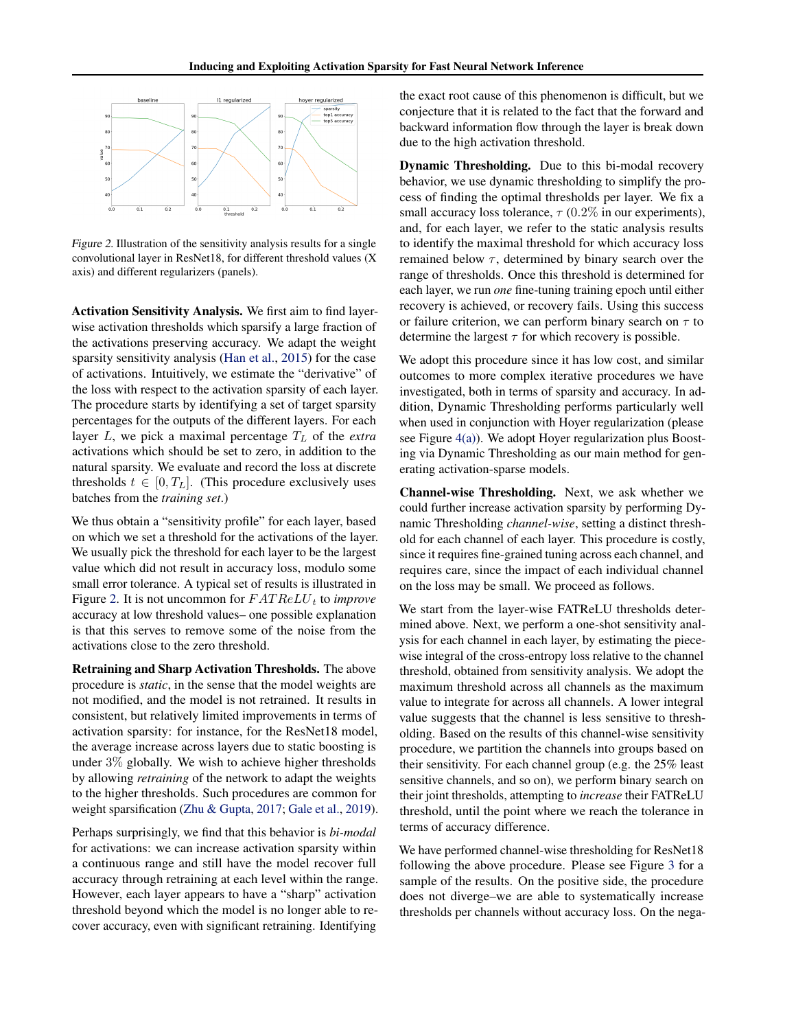*Figure 2.* Illustration of the sensitivity analysis results for a single convolutional layer in ResNet18, for different threshold values (X axis) and different regularizers (panels).

**Activation Sensitivity Analysis.** We first aim to find layer-wise activation thresholds which sparsify a large fraction of the activations preserving accuracy. We adapt the weight sparsity sensitivity analysis (Han et al., 2015) for the case of activations. Intuitively, we estimate the "derivative" of the loss with respect to the activation sparsity of each layer. The procedure starts by identifying a set of target sparsity percentages for the outputs of the different layers. For each layer $L$, we pick a maximal percentage $T_L$ of the *extra* activations which should be set to zero, in addition to the natural sparsity. We evaluate and record the loss at discrete thresholds $t \in [0, T_L]$. (This procedure exclusively uses batches from the *training set*.)

We thus obtain a "sensitivity profile" for each layer, based on which we set a threshold for the activations of the layer. We usually pick the threshold for each layer to be the largest value which did not result in accuracy loss, modulo some small error tolerance. A typical set of results is illustrated in Figure 2. It is not uncommon for $FATReLU_t$ to *improve* accuracy at low threshold values– one possible explanation is that this serves to remove some of the noise from the activations close to the zero threshold.

**Retraining and Sharp Activation Thresholds.** The above procedure is *static*, in the sense that the model weights are not modified, and the model is not retrained. It results in consistent, but relatively limited improvements in terms of activation sparsity: for instance, for the ResNet18 model, the average increase across layers due to static boosting is under 3% globally. We wish to achieve higher thresholds by allowing *retraining* of the network to adapt the weights to the higher thresholds. Such procedures are common for weight sparsification (Zhu & Gupta, 2017; Gale et al., 2019).

Perhaps surprisingly, we find that this behavior is *bi-modal* for activations: we can increase activation sparsity within a continuous range and still have the model recover full accuracy through retraining at each level within the range. However, each layer appears to have a "sharp" activation threshold beyond which the model is no longer able to recover accuracy, even with significant retraining. Identifying the exact root cause of this phenomenon is difficult, but we conjecture that it is related to the fact that the forward and backward information flow through the layer is break down due to the high activation threshold.

**Dynamic Thresholding.** Due to this bi-modal recovery behavior, we use dynamic thresholding to simplify the process of finding the optimal thresholds per layer. We fix a small accuracy loss tolerance, $\tau$ (0.2% in our experiments), and, for each layer, we refer to the static analysis results to identify the maximal threshold for which accuracy loss remained below $\tau$, determined by binary search over the range of thresholds. Once this threshold is determined for each layer, we run *one* fine-tuning training epoch until either recovery is achieved, or recovery fails. Using this success or failure criterion, we can perform binary search on $\tau$ to determine the largest $\tau$ for which recovery is possible.

We adopt this procedure since it has low cost, and similar outcomes to more complex iterative procedures we have investigated, both in terms of sparsity and accuracy. In addition, Dynamic Thresholding performs particularly well when used in conjunction with Hoyer regularization (please see Figure 4(a)). We adopt Hoyer regularization plus Boosting via Dynamic Thresholding as our main method for generating activation-sparse models.

**Channel-wise Thresholding.** Next, we ask whether we could further increase activation sparsity by performing Dynamic Thresholding *channel-wise*, setting a distinct threshold for each channel of each layer. This procedure is costly, since it requires fine-grained tuning across each channel, and requires care, since the impact of each individual channel on the loss may be small. We proceed as follows.

We start from the layer-wise FATReLU thresholds determined above. Next, we perform a one-shot sensitivity analysis for each channel in each layer, by estimating the piecewise integral of the cross-entropy loss relative to the channel threshold, obtained from sensitivity analysis. We adopt the maximum threshold across all channels as the maximum value to integrate for across all channels. A lower integral value suggests that the channel is less sensitive to thresholding. Based on the results of this channel-wise sensitivity procedure, we partition the channels into groups based on their sensitivity. For each channel group (e.g. the 25% least sensitive channels, and so on), we perform binary search on their joint thresholds, attempting to *increase* their FATReLU threshold, until the point where we reach the tolerance in terms of accuracy difference.

We have performed channel-wise thresholding for ResNet18 following the above procedure. Please see Figure 3 for a sample of the results. On the positive side, the procedure does not diverge–we are able to systematically increase thresholds per channels without accuracy loss. On the nega-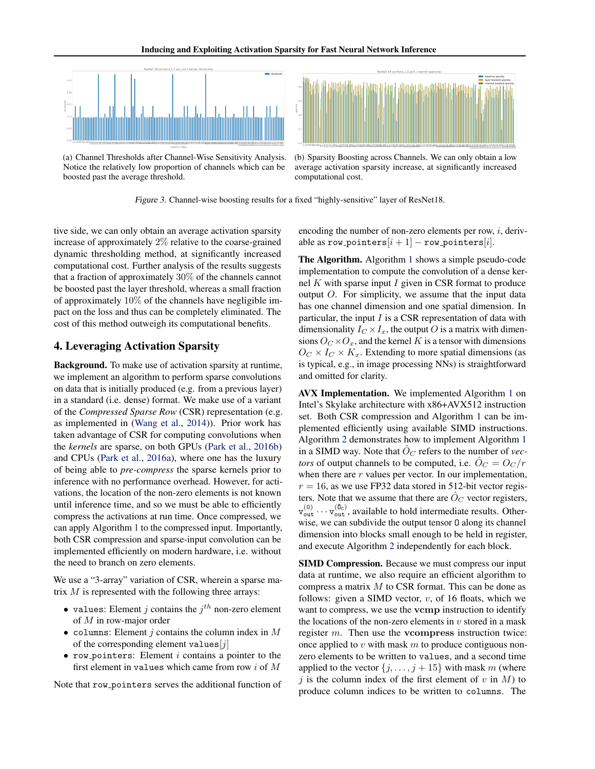(a) Channel Thresholds after Channel-Wise Sensitivity Analysis. Notice the relatively low proportion of channels which can be boosted past the average threshold.

(b) Sparsity Boosting across Channels. We can only obtain a low average activation sparsity increase, at significantly increased computational cost.

*Figure 3.* Channel-wise boosting results for a fixed "highly-sensitive" layer of ResNet18.

tive side, we can only obtain an average activation sparsity increase of approximately 2% relative to the coarse-grained dynamic thresholding method, at significantly increased computational cost. Further analysis of the results suggests that a fraction of approximately 30% of the channels cannot be boosted past the layer threshold, whereas a small fraction of approximately 10% of the channels have negligible impact on the loss and thus can be completely eliminated. The cost of this method outweigh its computational benefits.

## 4. Leveraging Activation Sparsity

**Background.** To make use of activation sparsity at runtime, we implement an algorithm to perform sparse convolutions on data that is initially produced (e.g. from a previous layer) in a standard (i.e. dense) format. We make use of a variant of the *Compressed Sparse Row* (CSR) representation (e.g. as implemented in (Wang et al., 2014)). Prior work has taken advantage of CSR for computing convolutions when the *kernels* are sparse, on both GPUs (Park et al., 2016b) and CPUs (Park et al., 2016a), where one has the luxury of being able to *pre-compress* the sparse kernels prior to inference with no performance overhead. However, for activations, the location of the non-zero elements is not known until inference time, and so we must be able to efficiently compress the activations at run time. Once compressed, we can apply Algorithm 1 to the compressed input. Importantly, both CSR compression and sparse-input convolution can be implemented efficiently on modern hardware, i.e. without the need to branch on zero elements.

We use a "3-array" variation of CSR, wherein a sparse matrix $M$ is represented with the following three arrays:

- `values`: Element $j$ contains the $j^{th}$ non-zero element of $M$ in row-major order
- `columns`: Element $j$ contains the column index in $M$ of the corresponding element `values`$[j]$
- `row_pointers`: Element $i$ contains a pointer to the first element in `values` which came from row $i$ of $M$

Note that `row_pointers` serves the additional function of encoding the number of non-zero elements per row, $i$, derivable as `row_pointers`$[i+1]$ − `row_pointers`$[i]$.

**The Algorithm.** Algorithm 1 shows a simple pseudo-code implementation to compute the convolution of a dense kernel $K$ with sparse input $I$ given in CSR format to produce output $O$. For simplicity, we assume that the input data has one channel dimension and one spatial dimension. In particular, the input $I$ is a CSR representation of data with dimensionality $I_C \times I_x$, the output $O$ is a matrix with dimensions $O_C \times O_x$, and the kernel $K$ is a tensor with dimensions $O_C \times I_C \times K_x$. Extending to more spatial dimensions (as is typical, e.g., in image processing NNs) is straightforward and omitted for clarity.

**AVX Implementation.** We implemented Algorithm 1 on Intel's Skylake architecture with x86+AVX512 instruction set. Both CSR compression and Algorithm 1 can be implemented efficiently using available SIMD instructions. Algorithm 2 demonstrates how to implement Algorithm 1 in a SIMD way. Note that $\hat{O}_C$ refers to the number of *vectors* of output channels to be computed, i.e. $\hat{O}_C = O_C/r$ when there are $r$ values per vector. In our implementation, $r = 16$, as we use FP32 data stored in 512-bit vector registers. Note that we assume that there are $\hat{O}_C$ vector registers, $\mathtt{v}_{\mathtt{out}}^{(0)} \cdots \mathtt{v}_{\mathtt{out}}^{(\hat{\mathtt{O}}_\mathtt{C})}$, available to hold intermediate results. Otherwise, we can subdivide the output tensor `O` along its channel dimension into blocks small enough to be held in register, and execute Algorithm 2 independently for each block.

**SIMD Compression.** Because we must compress our input data at runtime, we also require an efficient algorithm to compress a matrix $M$ to CSR format. This can be done as follows: given a SIMD vector, $v$, of 16 floats, which we want to compress, we use the **vcmp** instruction to identify the locations of the non-zero elements in $v$ stored in a mask register $m$. Then use the **vcompress** instruction twice: once applied to $v$ with mask $m$ to produce contiguous non-zero elements to be written to `values`, and a second time applied to the vector $\{j, \ldots, j+15\}$ with mask $m$ (where $j$ is the column index of the first element of $v$ in $M$) to produce column indices to be written to `columns`. The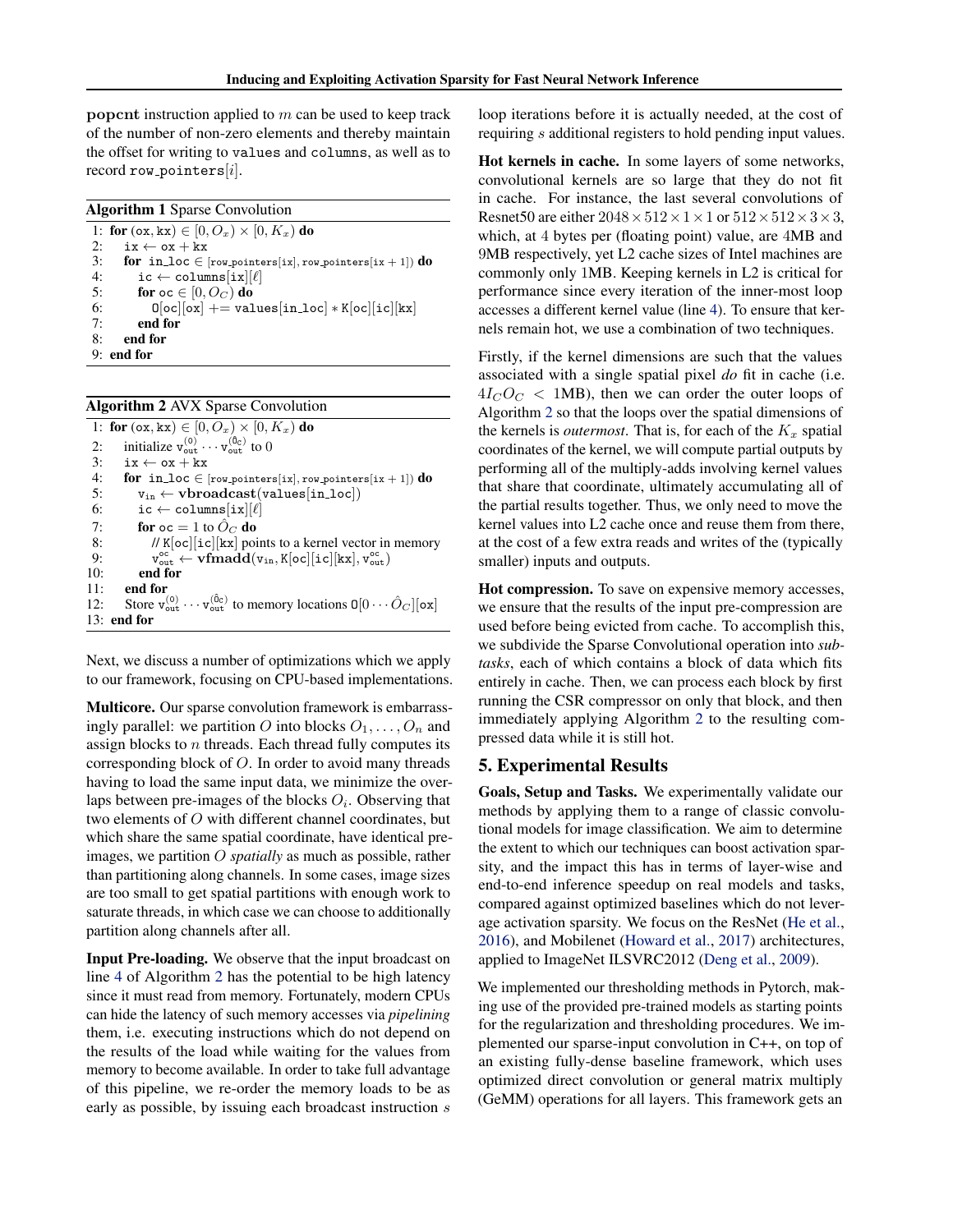**popcnt** instruction applied to $m$ can be used to keep track of the number of non-zero elements and thereby maintain the offset for writing to `values` and `columns`, as well as to record `row_pointers`$[i]$.

**Algorithm 1** Sparse Convolution

```
1: for (ox, kx) ∈ [0, O_x) × [0, K_x) do
2:   ix ← ox + kx
3:   for in_loc ∈ [row_pointers[ix], row_pointers[ix + 1]) do
4:     ic ← columns[ix][ℓ]
5:     for oc ∈ [0, O_C) do
6:       O[oc][ox] += values[in_loc] * K[oc][ic][kx]
7:     end for
8:   end for
9: end for
```

**Algorithm 2** AVX Sparse Convolution

```
1: for (ox, kx) ∈ [0, O_x) × [0, K_x) do
2:   initialize v_out^(0) ··· v_out^(Ô_C) to 0
3:   ix ← ox + kx
4:   for in_loc ∈ [row_pointers[ix], row_pointers[ix + 1]) do
5:     v_in ← vbroadcast(values[in_loc])
6:     ic ← columns[ix][ℓ]
7:     for oc = 1 to Ô_C do
8:       // K[oc][ic][kx] points to a kernel vector in memory
9:       v_out^oc ← vfmadd(v_in, K[oc][ic][kx], v_out^oc)
10:    end for
11:  end for
12:  Store v_out^(0) ··· v_out^(Ô_C) to memory locations O[0 ··· Ô_C][ox]
13: end for
```

Next, we discuss a number of optimizations which we apply to our framework, focusing on CPU-based implementations.

**Multicore.** Our sparse convolution framework is embarrassingly parallel: we partition $O$ into blocks $O_1, \ldots, O_n$ and assign blocks to $n$ threads. Each thread fully computes its corresponding block of $O$. In order to avoid many threads having to load the same input data, we minimize the overlaps between pre-images of the blocks $O_i$. Observing that two elements of $O$ with different channel coordinates, but which share the same spatial coordinate, have identical pre-images, we partition $O$ *spatially* as much as possible, rather than partitioning along channels. In some cases, image sizes are too small to get spatial partitions with enough work to saturate threads, in which case we can choose to additionally partition along channels after all.

**Input Pre-loading.** We observe that the input broadcast on line 4 of Algorithm 2 has the potential to be high latency since it must read from memory. Fortunately, modern CPUs can hide the latency of such memory accesses via *pipelining* them, i.e. executing instructions which do not depend on the results of the load while waiting for the values from memory to become available. In order to take full advantage of this pipeline, we re-order the memory loads to be as early as possible, by issuing each broadcast instruction $s$ loop iterations before it is actually needed, at the cost of requiring $s$ additional registers to hold pending input values.

**Hot kernels in cache.** In some layers of some networks, convolutional kernels are so large that they do not fit in cache. For instance, the last several convolutions of Resnet50 are either $2048 \times 512 \times 1 \times 1$ or $512 \times 512 \times 3 \times 3$, which, at 4 bytes per (floating point) value, are 4MB and 9MB respectively, yet L2 cache sizes of Intel machines are commonly only 1MB. Keeping kernels in L2 is critical for performance since every iteration of the inner-most loop accesses a different kernel value (line 4). To ensure that kernels remain hot, we use a combination of two techniques.

Firstly, if the kernel dimensions are such that the values associated with a single spatial pixel *do* fit in cache (i.e. $4I_C O_C <$ 1MB), then we can order the outer loops of Algorithm 2 so that the loops over the spatial dimensions of the kernels is *outermost*. That is, for each of the $K_x$ spatial coordinates of the kernel, we will compute partial outputs by performing all of the multiply-adds involving kernel values that share that coordinate, ultimately accumulating all of the partial results together. Thus, we only need to move the kernel values into L2 cache once and reuse them from there, at the cost of a few extra reads and writes of the (typically smaller) inputs and outputs.

**Hot compression.** To save on expensive memory accesses, we ensure that the results of the input pre-compression are used before being evicted from cache. To accomplish this, we subdivide the Sparse Convolutional operation into *subtasks*, each of which contains a block of data which fits entirely in cache. Then, we can process each block by first running the CSR compressor on only that block, and then immediately applying Algorithm 2 to the resulting compressed data while it is still hot.

## 5. Experimental Results

**Goals, Setup and Tasks.** We experimentally validate our methods by applying them to a range of classic convolutional models for image classification. We aim to determine the extent to which our techniques can boost activation sparsity, and the impact this has in terms of layer-wise and end-to-end inference speedup on real models and tasks, compared against optimized baselines which do not leverage activation sparsity. We focus on the ResNet (He et al., 2016), and Mobilenet (Howard et al., 2017) architectures, applied to ImageNet ILSVRC2012 (Deng et al., 2009).

We implemented our thresholding methods in Pytorch, making use of the provided pre-trained models as starting points for the regularization and thresholding procedures. We implemented our sparse-input convolution in C++, on top of an existing fully-dense baseline framework, which uses optimized direct convolution or general matrix multiply (GeMM) operations for all layers. This framework gets an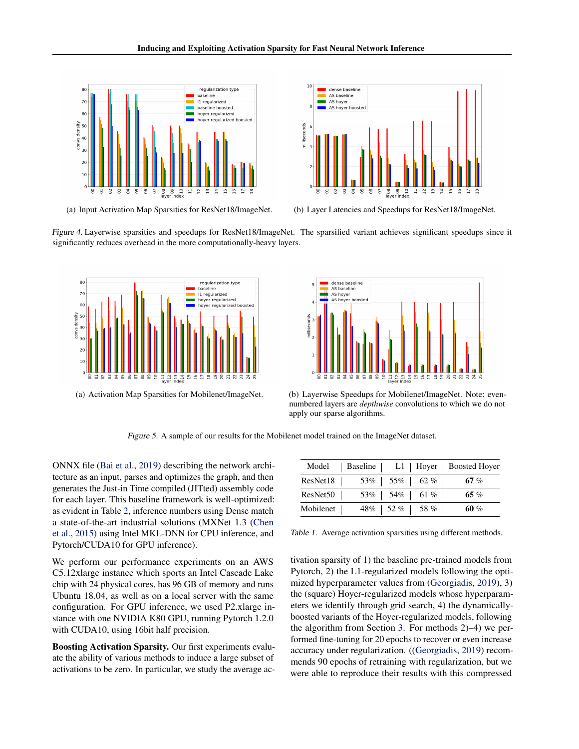(a) Input Activation Map Sparsities for ResNet18/ImageNet.

(b) Layer Latencies and Speedups for ResNet18/ImageNet.

*Figure 4.* Layerwise sparsities and speedups for ResNet18/ImageNet. The sparsified variant achieves significant speedups since it significantly reduces overhead in the more computationally-heavy layers.

(a) Activation Map Sparsities for Mobilenet/ImageNet.

(b) Layerwise Speedups for Mobilenet/ImageNet. Note: even-numbered layers are *depthwise* convolutions to which we do not apply our sparse algorithms.

*Figure 5.* A sample of our results for the Mobilenet model trained on the ImageNet dataset.

ONNX file (Bai et al., 2019) describing the network architecture as an input, parses and optimizes the graph, and then generates the Just-in Time compiled (JITted) assembly code for each layer. This baseline framework is well-optimized: as evident in Table 2, inference numbers using Dense match a state-of-the-art industrial solutions (MXNet 1.3 (Chen et al., 2015) using Intel MKL-DNN for CPU inference, and Pytorch/CUDA10 for GPU inference).

We perform our performance experiments on an AWS C5.12xlarge instance which sports an Intel Cascade Lake chip with 24 physical cores, has 96 GB of memory and runs Ubuntu 18.04, as well as on a local server with the same configuration. For GPU inference, we used P2.xlarge instance with one NVIDIA K80 GPU, running Pytorch 1.2.0 with CUDA10, using 16bit half precision.

**Boosting Activation Sparsity.** Our first experiments evaluate the ability of various methods to induce a large subset of activations to be zero. In particular, we study the average activation sparsity of 1) the baseline pre-trained models from Pytorch, 2) the L1-regularized models following the optimized hyperparameter values from (Georgiadis, 2019), 3) the (square) Hoyer-regularized models whose hyperparameters we identify through grid search, 4) the dynamically-boosted variants of the Hoyer-regularized models, following the algorithm from Section 3. For methods 2)–4) we performed fine-tuning for 20 epochs to recover or even increase accuracy under regularization. ((Georgiadis, 2019) recommends 90 epochs of retraining with regularization, but we were able to reproduce their results with this compressed

| Model | Baseline | L1 | Hoyer | Boosted Hoyer |
|---|---|---|---|---|
| ResNet18 | 53% | 55% | 62 % | **67** % |
| ResNet50 | 53% | 54% | 61 % | **65** % |
| Mobilenet | 48% | 52 % | 58 % | **60** % |

*Table 1.* Average activation sparsities using different methods.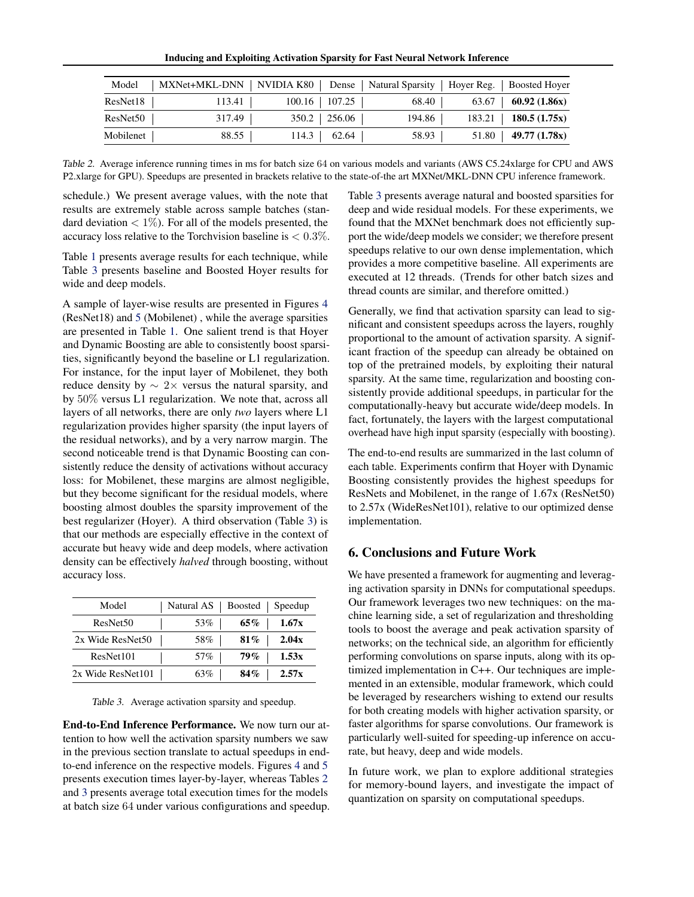| Model | MXNet+MKL-DNN | NVIDIA K80 | Dense | Natural Sparsity | Hoyer Reg. | Boosted Hoyer |
|---|---|---|---|---|---|---|
| ResNet18 | 113.41 | 100.16 | 107.25 | 68.40 | 63.67 | **60.92 (1.86x)** |
| ResNet50 | 317.49 | 350.2 | 256.06 | 194.86 | 183.21 | **180.5 (1.75x)** |
| Mobilenet | 88.55 | 114.3 | 62.64 | 58.93 | 51.80 | **49.77 (1.78x)** |

*Table 2.* Average inference running times in ms for batch size 64 on various models and variants (AWS C5.24xlarge for CPU and AWS P2.xlarge for GPU). Speedups are presented in brackets relative to the state-of-the art MXNet/MKL-DNN CPU inference framework.

schedule.) We present average values, with the note that results are extremely stable across sample batches (standard deviation $< 1\%$). For all of the models presented, the accuracy loss relative to the Torchvision baseline is $< 0.3\%$.

Table 1 presents average results for each technique, while Table 3 presents baseline and Boosted Hoyer results for wide and deep models.

A sample of layer-wise results are presented in Figures 4 (ResNet18) and 5 (Mobilenet) , while the average sparsities are presented in Table 1. One salient trend is that Hoyer and Dynamic Boosting are able to consistently boost sparsities, significantly beyond the baseline or L1 regularization. For instance, for the input layer of Mobilenet, they both reduce density by $\sim 2\times$ versus the natural sparsity, and by $50\%$ versus L1 regularization. We note that, across all layers of all networks, there are only *two* layers where L1 regularization provides higher sparsity (the input layers of the residual networks), and by a very narrow margin. The second noticeable trend is that Dynamic Boosting can consistently reduce the density of activations without accuracy loss: for Mobilenet, these margins are almost negligible, but they become significant for the residual models, where boosting almost doubles the sparsity improvement of the best regularizer (Hoyer). A third observation (Table 3) is that our methods are especially effective in the context of accurate but heavy wide and deep models, where activation density can be effectively *halved* through boosting, without accuracy loss.

| Model | Natural AS | Boosted | Speedup |
|---|---|---|---|
| ResNet50 | 53% | **65%** | **1.67x** |
| 2x Wide ResNet50 | 58% | **81%** | **2.04x** |
| ResNet101 | 57% | **79%** | **1.53x** |
| 2x Wide ResNet101 | 63% | **84%** | **2.57x** |

*Table 3.* Average activation sparsity and speedup.

**End-to-End Inference Performance.** We now turn our attention to how well the activation sparsity numbers we saw in the previous section translate to actual speedups in end-to-end inference on the respective models. Figures 4 and 5 presents execution times layer-by-layer, whereas Tables 2 and 3 presents average total execution times for the models at batch size 64 under various configurations and speedup. Table 3 presents average natural and boosted sparsities for deep and wide residual models. For these experiments, we found that the MXNet benchmark does not efficiently support the wide/deep models we consider; we therefore present speedups relative to our own dense implementation, which provides a more competitive baseline. All experiments are executed at 12 threads. (Trends for other batch sizes and thread counts are similar, and therefore omitted.)

Generally, we find that activation sparsity can lead to significant and consistent speedups across the layers, roughly proportional to the amount of activation sparsity. A significant fraction of the speedup can already be obtained on top of the pretrained models, by exploiting their natural sparsity. At the same time, regularization and boosting consistently provide additional speedups, in particular for the computationally-heavy but accurate wide/deep models. In fact, fortunately, the layers with the largest computational overhead have high input sparsity (especially with boosting).

The end-to-end results are summarized in the last column of each table. Experiments confirm that Hoyer with Dynamic Boosting consistently provides the highest speedups for ResNets and Mobilenet, in the range of 1.67x (ResNet50) to 2.57x (WideResNet101), relative to our optimized dense implementation.

## 6. Conclusions and Future Work

We have presented a framework for augmenting and leveraging activation sparsity in DNNs for computational speedups. Our framework leverages two new techniques: on the machine learning side, a set of regularization and thresholding tools to boost the average and peak activation sparsity of networks; on the technical side, an algorithm for efficiently performing convolutions on sparse inputs, along with its optimized implementation in C++. Our techniques are implemented in an extensible, modular framework, which could be leveraged by researchers wishing to extend our results for both creating models with higher activation sparsity, or faster algorithms for sparse convolutions. Our framework is particularly well-suited for speeding-up inference on accurate, but heavy, deep and wide models.

In future work, we plan to explore additional strategies for memory-bound layers, and investigate the impact of quantization on sparsity on computational speedups.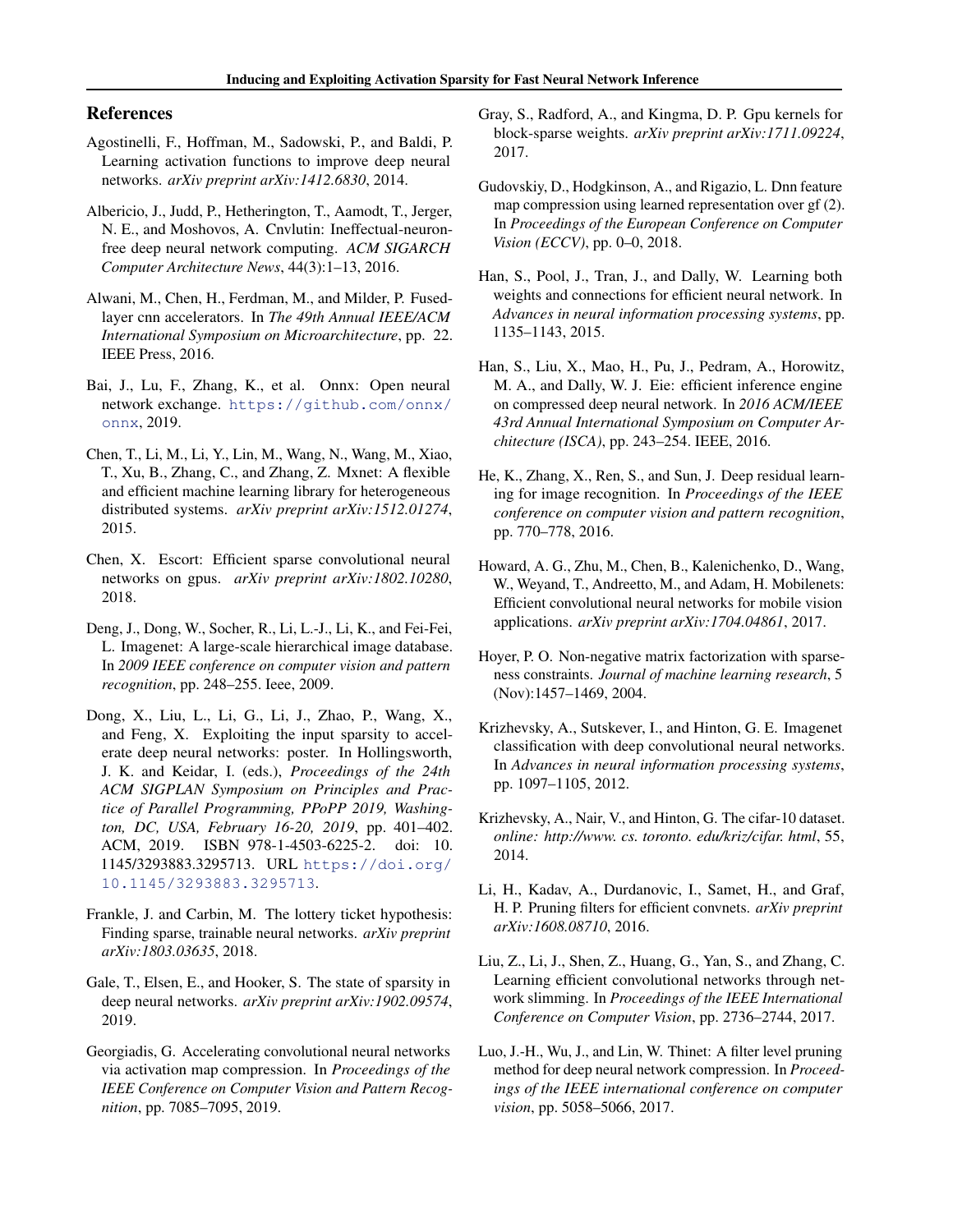## References

Agostinelli, F., Hoffman, M., Sadowski, P., and Baldi, P. Learning activation functions to improve deep neural networks. *arXiv preprint arXiv:1412.6830*, 2014.

Albericio, J., Judd, P., Hetherington, T., Aamodt, T., Jerger, N. E., and Moshovos, A. Cnvlutin: Ineffectual-neuron-free deep neural network computing. *ACM SIGARCH Computer Architecture News*, 44(3):1–13, 2016.

Alwani, M., Chen, H., Ferdman, M., and Milder, P. Fused-layer cnn accelerators. In *The 49th Annual IEEE/ACM International Symposium on Microarchitecture*, pp. 22. IEEE Press, 2016.

Bai, J., Lu, F., Zhang, K., et al. Onnx: Open neural network exchange. https://github.com/onnx/onnx, 2019.

Chen, T., Li, M., Li, Y., Lin, M., Wang, N., Wang, M., Xiao, T., Xu, B., Zhang, C., and Zhang, Z. Mxnet: A flexible and efficient machine learning library for heterogeneous distributed systems. *arXiv preprint arXiv:1512.01274*, 2015.

Chen, X. Escort: Efficient sparse convolutional neural networks on gpus. *arXiv preprint arXiv:1802.10280*, 2018.

Deng, J., Dong, W., Socher, R., Li, L.-J., Li, K., and Fei-Fei, L. Imagenet: A large-scale hierarchical image database. In *2009 IEEE conference on computer vision and pattern recognition*, pp. 248–255. Ieee, 2009.

Dong, X., Liu, L., Li, G., Li, J., Zhao, P., Wang, X., and Feng, X. Exploiting the input sparsity to accelerate deep neural networks: poster. In Hollingsworth, J. K. and Keidar, I. (eds.), *Proceedings of the 24th ACM SIGPLAN Symposium on Principles and Practice of Parallel Programming, PPoPP 2019, Washington, DC, USA, February 16-20, 2019*, pp. 401–402. ACM, 2019. ISBN 978-1-4503-6225-2. doi: 10.1145/3293883.3295713. URL https://doi.org/10.1145/3293883.3295713.

Frankle, J. and Carbin, M. The lottery ticket hypothesis: Finding sparse, trainable neural networks. *arXiv preprint arXiv:1803.03635*, 2018.

Gale, T., Elsen, E., and Hooker, S. The state of sparsity in deep neural networks. *arXiv preprint arXiv:1902.09574*, 2019.

Georgiadis, G. Accelerating convolutional neural networks via activation map compression. In *Proceedings of the IEEE Conference on Computer Vision and Pattern Recognition*, pp. 7085–7095, 2019.

Gray, S., Radford, A., and Kingma, D. P. Gpu kernels for block-sparse weights. *arXiv preprint arXiv:1711.09224*, 2017.

Gudovskiy, D., Hodgkinson, A., and Rigazio, L. Dnn feature map compression using learned representation over gf (2). In *Proceedings of the European Conference on Computer Vision (ECCV)*, pp. 0–0, 2018.

Han, S., Pool, J., Tran, J., and Dally, W. Learning both weights and connections for efficient neural network. In *Advances in neural information processing systems*, pp. 1135–1143, 2015.

Han, S., Liu, X., Mao, H., Pu, J., Pedram, A., Horowitz, M. A., and Dally, W. J. Eie: efficient inference engine on compressed deep neural network. In *2016 ACM/IEEE 43rd Annual International Symposium on Computer Architecture (ISCA)*, pp. 243–254. IEEE, 2016.

He, K., Zhang, X., Ren, S., and Sun, J. Deep residual learning for image recognition. In *Proceedings of the IEEE conference on computer vision and pattern recognition*, pp. 770–778, 2016.

Howard, A. G., Zhu, M., Chen, B., Kalenichenko, D., Wang, W., Weyand, T., Andreetto, M., and Adam, H. Mobilenets: Efficient convolutional neural networks for mobile vision applications. *arXiv preprint arXiv:1704.04861*, 2017.

Hoyer, P. O. Non-negative matrix factorization with sparseness constraints. *Journal of machine learning research*, 5 (Nov):1457–1469, 2004.

Krizhevsky, A., Sutskever, I., and Hinton, G. E. Imagenet classification with deep convolutional neural networks. In *Advances in neural information processing systems*, pp. 1097–1105, 2012.

Krizhevsky, A., Nair, V., and Hinton, G. The cifar-10 dataset. *online: http://www. cs. toronto. edu/kriz/cifar. html*, 55, 2014.

Li, H., Kadav, A., Durdanovic, I., Samet, H., and Graf, H. P. Pruning filters for efficient convnets. *arXiv preprint arXiv:1608.08710*, 2016.

Liu, Z., Li, J., Shen, Z., Huang, G., Yan, S., and Zhang, C. Learning efficient convolutional networks through network slimming. In *Proceedings of the IEEE International Conference on Computer Vision*, pp. 2736–2744, 2017.

Luo, J.-H., Wu, J., and Lin, W. Thinet: A filter level pruning method for deep neural network compression. In *Proceedings of the IEEE international conference on computer vision*, pp. 5058–5066, 2017.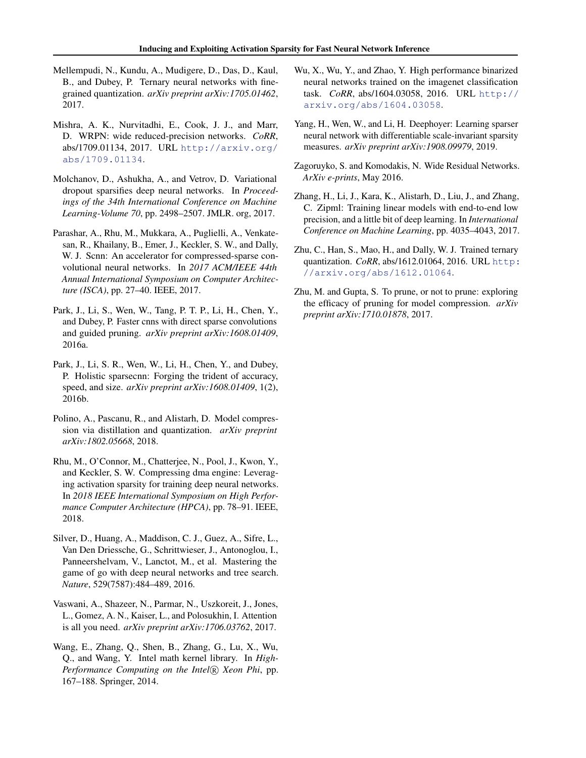Mellempudi, N., Kundu, A., Mudigere, D., Das, D., Kaul, B., and Dubey, P. Ternary neural networks with fine-grained quantization. *arXiv preprint arXiv:1705.01462*, 2017.

Mishra, A. K., Nurvitadhi, E., Cook, J. J., and Marr, D. WRPN: wide reduced-precision networks. *CoRR*, abs/1709.01134, 2017. URL http://arxiv.org/abs/1709.01134.

Molchanov, D., Ashukha, A., and Vetrov, D. Variational dropout sparsifies deep neural networks. In *Proceedings of the 34th International Conference on Machine Learning-Volume 70*, pp. 2498–2507. JMLR. org, 2017.

Parashar, A., Rhu, M., Mukkara, A., Puglielli, A., Venkatesan, R., Khailany, B., Emer, J., Keckler, S. W., and Dally, W. J. Scnn: An accelerator for compressed-sparse convolutional neural networks. In *2017 ACM/IEEE 44th Annual International Symposium on Computer Architecture (ISCA)*, pp. 27–40. IEEE, 2017.

Park, J., Li, S., Wen, W., Tang, P. T. P., Li, H., Chen, Y., and Dubey, P. Faster cnns with direct sparse convolutions and guided pruning. *arXiv preprint arXiv:1608.01409*, 2016a.

Park, J., Li, S. R., Wen, W., Li, H., Chen, Y., and Dubey, P. Holistic sparsecnn: Forging the trident of accuracy, speed, and size. *arXiv preprint arXiv:1608.01409*, 1(2), 2016b.

Polino, A., Pascanu, R., and Alistarh, D. Model compression via distillation and quantization. *arXiv preprint arXiv:1802.05668*, 2018.

Rhu, M., O'Connor, M., Chatterjee, N., Pool, J., Kwon, Y., and Keckler, S. W. Compressing dma engine: Leveraging activation sparsity for training deep neural networks. In *2018 IEEE International Symposium on High Performance Computer Architecture (HPCA)*, pp. 78–91. IEEE, 2018.

Silver, D., Huang, A., Maddison, C. J., Guez, A., Sifre, L., Van Den Driessche, G., Schrittwieser, J., Antonoglou, I., Panneershelvam, V., Lanctot, M., et al. Mastering the game of go with deep neural networks and tree search. *Nature*, 529(7587):484–489, 2016.

Vaswani, A., Shazeer, N., Parmar, N., Uszkoreit, J., Jones, L., Gomez, A. N., Kaiser, L., and Polosukhin, I. Attention is all you need. *arXiv preprint arXiv:1706.03762*, 2017.

Wang, E., Zhang, Q., Shen, B., Zhang, G., Lu, X., Wu, Q., and Wang, Y. Intel math kernel library. In *High-Performance Computing on the Intel® Xeon Phi*, pp. 167–188. Springer, 2014.

Wu, X., Wu, Y., and Zhao, Y. High performance binarized neural networks trained on the imagenet classification task. *CoRR*, abs/1604.03058, 2016. URL http://arxiv.org/abs/1604.03058.

Yang, H., Wen, W., and Li, H. Deephoyer: Learning sparser neural network with differentiable scale-invariant sparsity measures. *arXiv preprint arXiv:1908.09979*, 2019.

Zagoruyko, S. and Komodakis, N. Wide Residual Networks. *ArXiv e-prints*, May 2016.

Zhang, H., Li, J., Kara, K., Alistarh, D., Liu, J., and Zhang, C. Zipml: Training linear models with end-to-end low precision, and a little bit of deep learning. In *International Conference on Machine Learning*, pp. 4035–4043, 2017.

Zhu, C., Han, S., Mao, H., and Dally, W. J. Trained ternary quantization. *CoRR*, abs/1612.01064, 2016. URL http://arxiv.org/abs/1612.01064.

Zhu, M. and Gupta, S. To prune, or not to prune: exploring the efficacy of pruning for model compression. *arXiv preprint arXiv:1710.01878*, 2017.